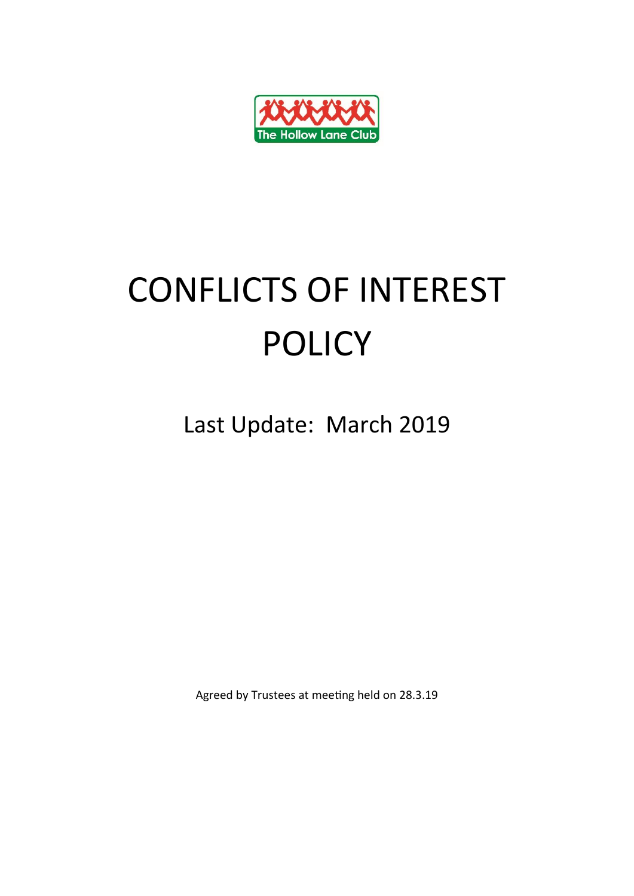The Hollow Lane Club

# CONFLICTS OF INTEREST POLICY

Last Update: March 2019

Agreed by Trustees at meeting held on 28.3.19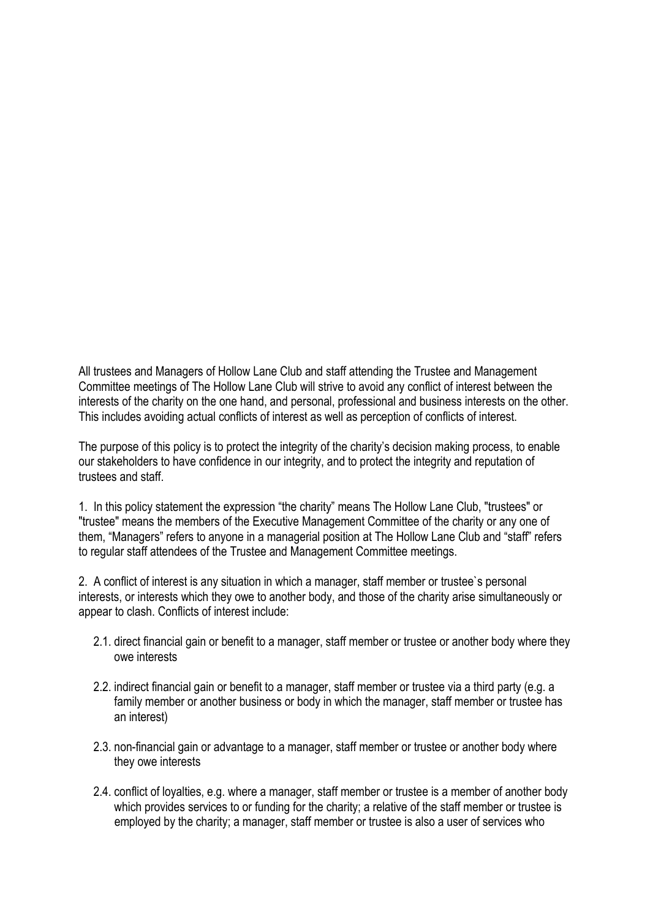All trustees and Managers of Hollow Lane Club and staff attending the Trustee and Management Committee meetings of The Hollow Lane Club will strive to avoid any conflict of interest between the interests of the charity on the one hand, and personal, professional and business interests on the other. This includes avoiding actual conflicts of interest as well as perception of conflicts of interest.

The purpose of this policy is to protect the integrity of the charity's decision making process, to enable our stakeholders to have confidence in our integrity, and to protect the integrity and reputation of trustees and staff.

1. In this policy statement the expression "the charity" means The Hollow Lane Club, "trustees" or "trustee" means the members of the Executive Management Committee of the charity or any one of them, "Managers" refers to anyone in a managerial position at The Hollow Lane Club and "staff" refers to regular staff attendees of the Trustee and Management Committee meetings.

2. A conflict of interest is any situation in which a manager, staff member or trustee`s personal interests, or interests which they owe to another body, and those of the charity arise simultaneously or appear to clash. Conflicts of interest include:

2.1. direct financial gain or benefit to a manager, staff member or trustee or another body where they owe interests

2.2. indirect financial gain or benefit to a manager, staff member or trustee via a third party (e.g. a family member or another business or body in which the manager, staff member or trustee has an interest)

2.3. non-financial gain or advantage to a manager, staff member or trustee or another body where they owe interests

2.4. conflict of loyalties, e.g. where a manager, staff member or trustee is a member of another body which provides services to or funding for the charity; a relative of the staff member or trustee is employed by the charity; a manager, staff member or trustee is also a user of services who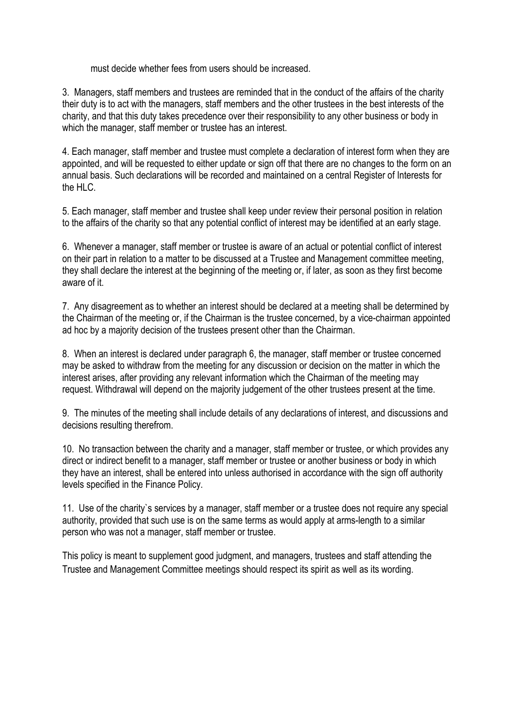must decide whether fees from users should be increased.

3. Managers, staff members and trustees are reminded that in the conduct of the affairs of the charity their duty is to act with the managers, staff members and the other trustees in the best interests of the charity, and that this duty takes precedence over their responsibility to any other business or body in which the manager, staff member or trustee has an interest.

4. Each manager, staff member and trustee must complete a declaration of interest form when they are appointed, and will be requested to either update or sign off that there are no changes to the form on an annual basis. Such declarations will be recorded and maintained on a central Register of Interests for the HLC.

5. Each manager, staff member and trustee shall keep under review their personal position in relation to the affairs of the charity so that any potential conflict of interest may be identified at an early stage.

6. Whenever a manager, staff member or trustee is aware of an actual or potential conflict of interest on their part in relation to a matter to be discussed at a Trustee and Management committee meeting, they shall declare the interest at the beginning of the meeting or, if later, as soon as they first become aware of it.

7. Any disagreement as to whether an interest should be declared at a meeting shall be determined by the Chairman of the meeting or, if the Chairman is the trustee concerned, by a vice-chairman appointed ad hoc by a majority decision of the trustees present other than the Chairman.

8. When an interest is declared under paragraph 6, the manager, staff member or trustee concerned may be asked to withdraw from the meeting for any discussion or decision on the matter in which the interest arises, after providing any relevant information which the Chairman of the meeting may request. Withdrawal will depend on the majority judgement of the other trustees present at the time.

9. The minutes of the meeting shall include details of any declarations of interest, and discussions and decisions resulting therefrom.

10. No transaction between the charity and a manager, staff member or trustee, or which provides any direct or indirect benefit to a manager, staff member or trustee or another business or body in which they have an interest, shall be entered into unless authorised in accordance with the sign off authority levels specified in the Finance Policy.

11. Use of the charity`s services by a manager, staff member or a trustee does not require any special authority, provided that such use is on the same terms as would apply at arms-length to a similar person who was not a manager, staff member or trustee.

This policy is meant to supplement good judgment, and managers, trustees and staff attending the Trustee and Management Committee meetings should respect its spirit as well as its wording.